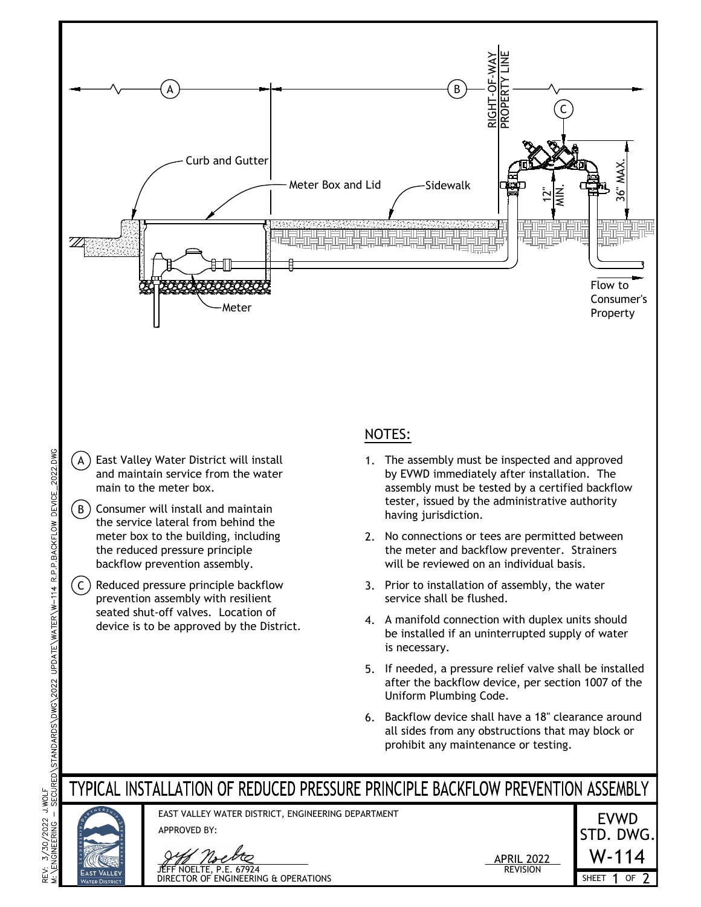# TYPICAL INSTALLATION OF REDUCED PRESSURE PRINCIPLE BACKFLOW PREVENTION ASSEMBLY

A
B
C

RIGHT-OF-WAY PROPERTY LINE

Curb and Gutter

Meter Box and Lid

Sidewalk

12" MIN.

36" MAX.

Meter

Flow to Consumer's Property

(A) East Valley Water District will install and maintain service from the water main to the meter box.

(B) Consumer will install and maintain the service lateral from behind the meter box to the building, including the reduced pressure principle backflow prevention assembly.

(C) Reduced pressure principle backflow prevention assembly with resilient seated shut-off valves. Location of device is to be approved by the District.

## NOTES:

1. The assembly must be inspected and approved by EVWD immediately after installation. The assembly must be tested by a certified backflow tester, issued by the administrative authority having jurisdiction.
2. No connections or tees are permitted between the meter and backflow preventer. Strainers will be reviewed on an individual basis.
3. Prior to installation of assembly, the water service shall be flushed.
4. A manifold connection with duplex units should be installed if an uninterrupted supply of water is necessary.
5. If needed, a pressure relief valve shall be installed after the backflow device, per section 1007 of the Uniform Plumbing Code.
6. Backflow device shall have a 18" clearance around all sides from any obstructions that may block or prohibit any maintenance or testing.

EAST VALLEY WATER DISTRICT, ENGINEERING DEPARTMENT

APPROVED BY:

JEFF NOELTE, P.E. 67924
DIRECTOR OF ENGINEERING & OPERATIONS

APRIL 2022
REVISION

EVWD STD. DWG.
W-114

SHEET 1 OF 2

REV: 3/30/2022 J.WOLF
M:\ENGINEERING - SECURED\STANDARDS\DWG\2022 UPDATE\WATER\W-114 R.P.P.BACKFLOW DEVICE_2022.DWG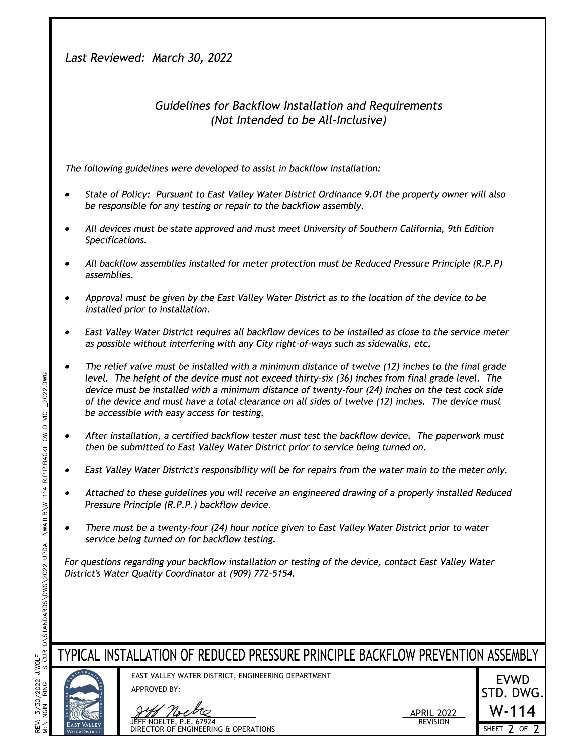*Last Reviewed: March 30, 2022*

## *Guidelines for Backflow Installation and Requirements*
## *(Not Intended to be All-Inclusive)*

*The following guidelines were developed to assist in backflow installation:*

- *State of Policy: Pursuant to East Valley Water District Ordinance 9.01 the property owner will also be responsible for any testing or repair to the backflow assembly.*
- *All devices must be state approved and must meet University of Southern California, 9th Edition Specifications.*
- *All backflow assemblies installed for meter protection must be Reduced Pressure Principle (R.P.P) assemblies.*
- *Approval must be given by the East Valley Water District as to the location of the device to be installed prior to installation.*
- *East Valley Water District requires all backflow devices to be installed as close to the service meter as possible without interfering with any City right-of-ways such as sidewalks, etc.*
- *The relief valve must be installed with a minimum distance of twelve (12) inches to the final grade level. The height of the device must not exceed thirty-six (36) inches from final grade level. The device must be installed with a minimum distance of twenty-four (24) inches on the test cock side of the device and must have a total clearance on all sides of twelve (12) inches. The device must be accessible with easy access for testing.*
- *After installation, a certified backflow tester must test the backflow device. The paperwork must then be submitted to East Valley Water District prior to service being turned on.*
- *East Valley Water District's responsibility will be for repairs from the water main to the meter only.*
- *Attached to these guidelines you will receive an engineered drawing of a properly installed Reduced Pressure Principle (R.P.P.) backflow device.*
- *There must be a twenty-four (24) hour notice given to East Valley Water District prior to water service being turned on for backflow testing.*

*For questions regarding your backflow installation or testing of the device, contact East Valley Water District's Water Quality Coordinator at (909) 772-5154.*

# TYPICAL INSTALLATION OF REDUCED PRESSURE PRINCIPLE BACKFLOW PREVENTION ASSEMBLY

EAST VALLEY WATER DISTRICT, ENGINEERING DEPARTMENT

APPROVED BY:

JEFF NOELTE, P.E. 67924
DIRECTOR OF ENGINEERING & OPERATIONS

APRIL 2022
REVISION

EVWD STD. DWG.
W-114

SHEET 2 OF 2

REV: 3/30/2022 J.WOLF
M:\ENGINEERING - SECURED\STANDARDS\DWG\2022 UPDATE\WATER\W-114 R.P.P.BACKFLOW DEVICE_2022.DWG